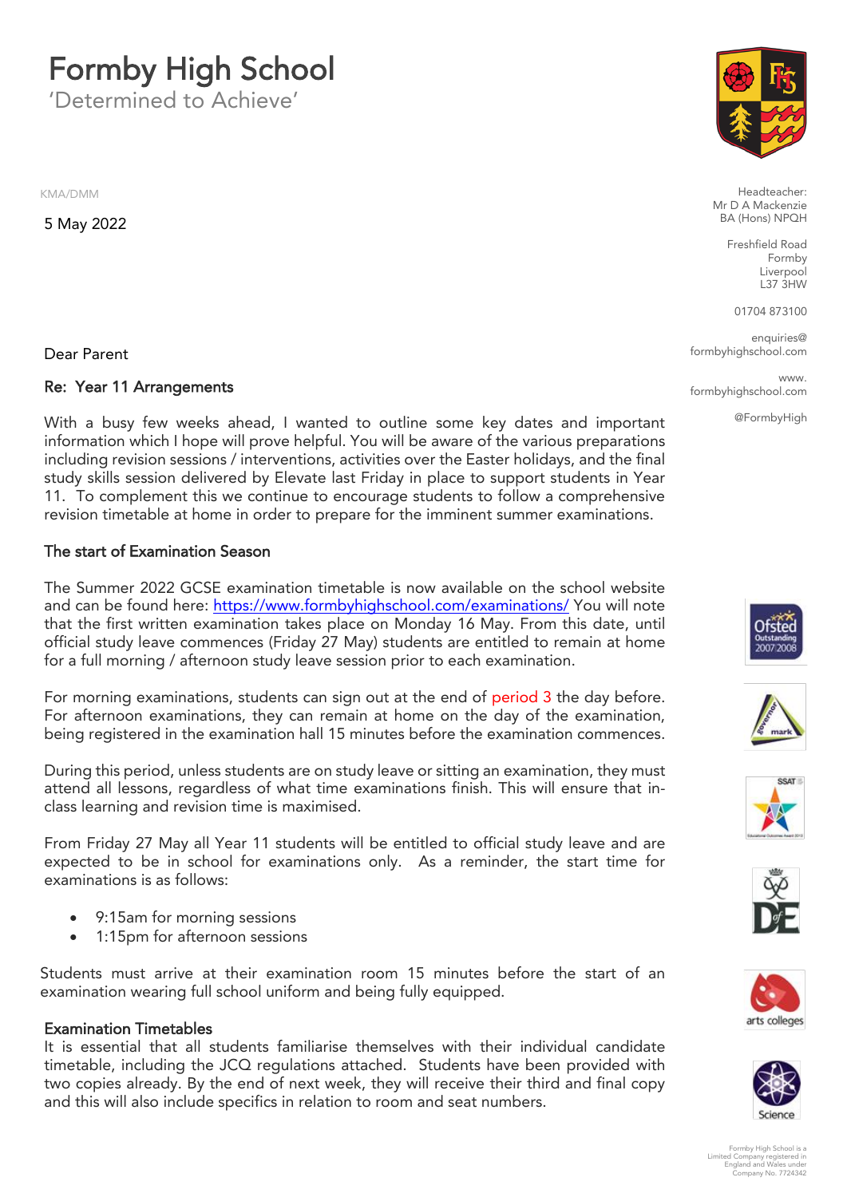# Formby High School

'Determined to Achieve'

KMA/DMM

5 May 2022

Headteacher:
Mr D A Mackenzie
BA (Hons) NPQH

Freshfield Road
Formby
Liverpool
L37 3HW

01704 873100

enquiries@formbyhighschool.com

www.formbyhighschool.com

@FormbyHigh

Dear Parent

**Re: Year 11 Arrangements**

With a busy few weeks ahead, I wanted to outline some key dates and important information which I hope will prove helpful. You will be aware of the various preparations including revision sessions / interventions, activities over the Easter holidays, and the final study skills session delivered by Elevate last Friday in place to support students in Year 11. To complement this we continue to encourage students to follow a comprehensive revision timetable at home in order to prepare for the imminent summer examinations.

**The start of Examination Season**

The Summer 2022 GCSE examination timetable is now available on the school website and can be found here: https://www.formbyhighschool.com/examinations/ You will note that the first written examination takes place on Monday 16 May. From this date, until official study leave commences (Friday 27 May) students are entitled to remain at home for a full morning / afternoon study leave session prior to each examination.

For morning examinations, students can sign out at the end of period 3 the day before. For afternoon examinations, they can remain at home on the day of the examination, being registered in the examination hall 15 minutes before the examination commences.

During this period, unless students are on study leave or sitting an examination, they must attend all lessons, regardless of what time examinations finish. This will ensure that in-class learning and revision time is maximised.

From Friday 27 May all Year 11 students will be entitled to official study leave and are expected to be in school for examinations only. As a reminder, the start time for examinations is as follows:

- 9:15am for morning sessions
- 1:15pm for afternoon sessions

Students must arrive at their examination room 15 minutes before the start of an examination wearing full school uniform and being fully equipped.

**Examination Timetables**

It is essential that all students familiarise themselves with their individual candidate timetable, including the JCQ regulations attached. Students have been provided with two copies already. By the end of next week, they will receive their third and final copy and this will also include specifics in relation to room and seat numbers.

Formby High School is a Limited Company registered in England and Wales under Company No. 7724342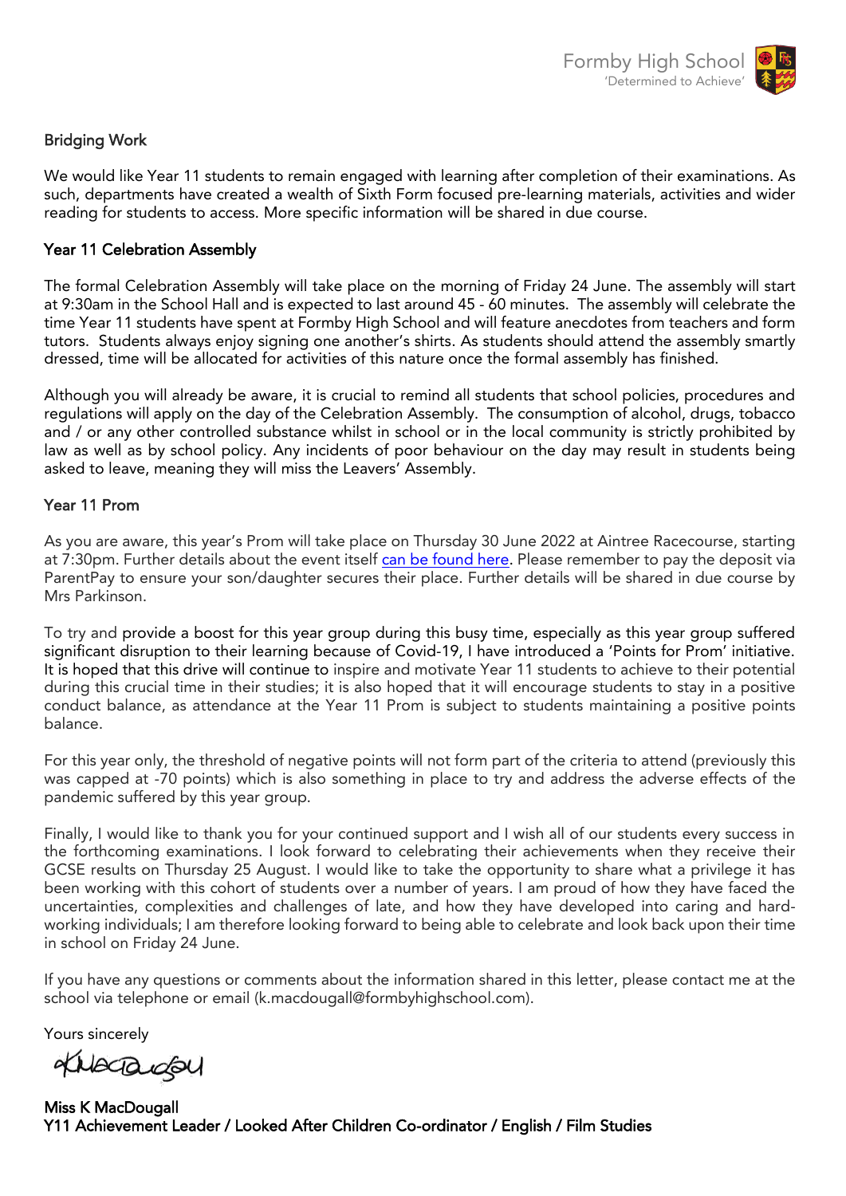## Bridging Work

We would like Year 11 students to remain engaged with learning after completion of their examinations. As such, departments have created a wealth of Sixth Form focused pre-learning materials, activities and wider reading for students to access. More specific information will be shared in due course.

## Year 11 Celebration Assembly

The formal Celebration Assembly will take place on the morning of Friday 24 June. The assembly will start at 9:30am in the School Hall and is expected to last around 45 - 60 minutes. The assembly will celebrate the time Year 11 students have spent at Formby High School and will feature anecdotes from teachers and form tutors. Students always enjoy signing one another's shirts. As students should attend the assembly smartly dressed, time will be allocated for activities of this nature once the formal assembly has finished.

Although you will already be aware, it is crucial to remind all students that school policies, procedures and regulations will apply on the day of the Celebration Assembly. The consumption of alcohol, drugs, tobacco and / or any other controlled substance whilst in school or in the local community is strictly prohibited by law as well as by school policy. Any incidents of poor behaviour on the day may result in students being asked to leave, meaning they will miss the Leavers' Assembly.

## Year 11 Prom

As you are aware, this year's Prom will take place on Thursday 30 June 2022 at Aintree Racecourse, starting at 7:30pm. Further details about the event itself can be found here. Please remember to pay the deposit via ParentPay to ensure your son/daughter secures their place. Further details will be shared in due course by Mrs Parkinson.

To try and provide a boost for this year group during this busy time, especially as this year group suffered significant disruption to their learning because of Covid-19, I have introduced a 'Points for Prom' initiative. It is hoped that this drive will continue to inspire and motivate Year 11 students to achieve to their potential during this crucial time in their studies; it is also hoped that it will encourage students to stay in a positive conduct balance, as attendance at the Year 11 Prom is subject to students maintaining a positive points balance.

For this year only, the threshold of negative points will not form part of the criteria to attend (previously this was capped at -70 points) which is also something in place to try and address the adverse effects of the pandemic suffered by this year group.

Finally, I would like to thank you for your continued support and I wish all of our students every success in the forthcoming examinations. I look forward to celebrating their achievements when they receive their GCSE results on Thursday 25 August. I would like to take the opportunity to share what a privilege it has been working with this cohort of students over a number of years. I am proud of how they have faced the uncertainties, complexities and challenges of late, and how they have developed into caring and hard-working individuals; I am therefore looking forward to being able to celebrate and look back upon their time in school on Friday 24 June.

If you have any questions or comments about the information shared in this letter, please contact me at the school via telephone or email (k.macdougall@formbyhighschool.com).

Yours sincerely

Miss K MacDougall
Y11 Achievement Leader / Looked After Children Co-ordinator / English / Film Studies